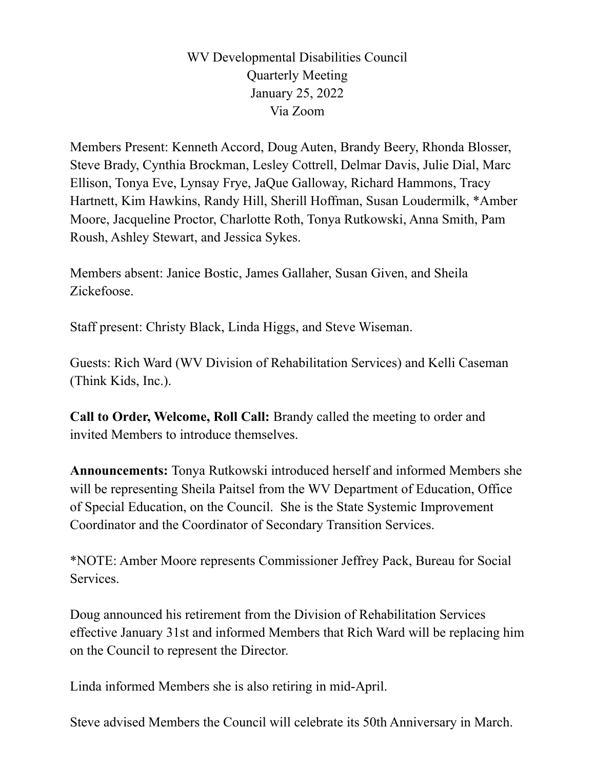WV Developmental Disabilities Council
Quarterly Meeting
January 25, 2022
Via Zoom

Members Present: Kenneth Accord, Doug Auten, Brandy Beery, Rhonda Blosser, Steve Brady, Cynthia Brockman, Lesley Cottrell, Delmar Davis, Julie Dial, Marc Ellison, Tonya Eve, Lynsay Frye, JaQue Galloway, Richard Hammons, Tracy Hartnett, Kim Hawkins, Randy Hill, Sherill Hoffman, Susan Loudermilk, *Amber Moore, Jacqueline Proctor, Charlotte Roth, Tonya Rutkowski, Anna Smith, Pam Roush, Ashley Stewart, and Jessica Sykes.

Members absent: Janice Bostic, James Gallaher, Susan Given, and Sheila Zickefoose.

Staff present: Christy Black, Linda Higgs, and Steve Wiseman.

Guests: Rich Ward (WV Division of Rehabilitation Services) and Kelli Caseman (Think Kids, Inc.).

**Call to Order, Welcome, Roll Call:** Brandy called the meeting to order and invited Members to introduce themselves.

**Announcements:** Tonya Rutkowski introduced herself and informed Members she will be representing Sheila Paitsel from the WV Department of Education, Office of Special Education, on the Council. She is the State Systemic Improvement Coordinator and the Coordinator of Secondary Transition Services.

*NOTE: Amber Moore represents Commissioner Jeffrey Pack, Bureau for Social Services.

Doug announced his retirement from the Division of Rehabilitation Services effective January 31st and informed Members that Rich Ward will be replacing him on the Council to represent the Director.

Linda informed Members she is also retiring in mid-April.

Steve advised Members the Council will celebrate its 50th Anniversary in March.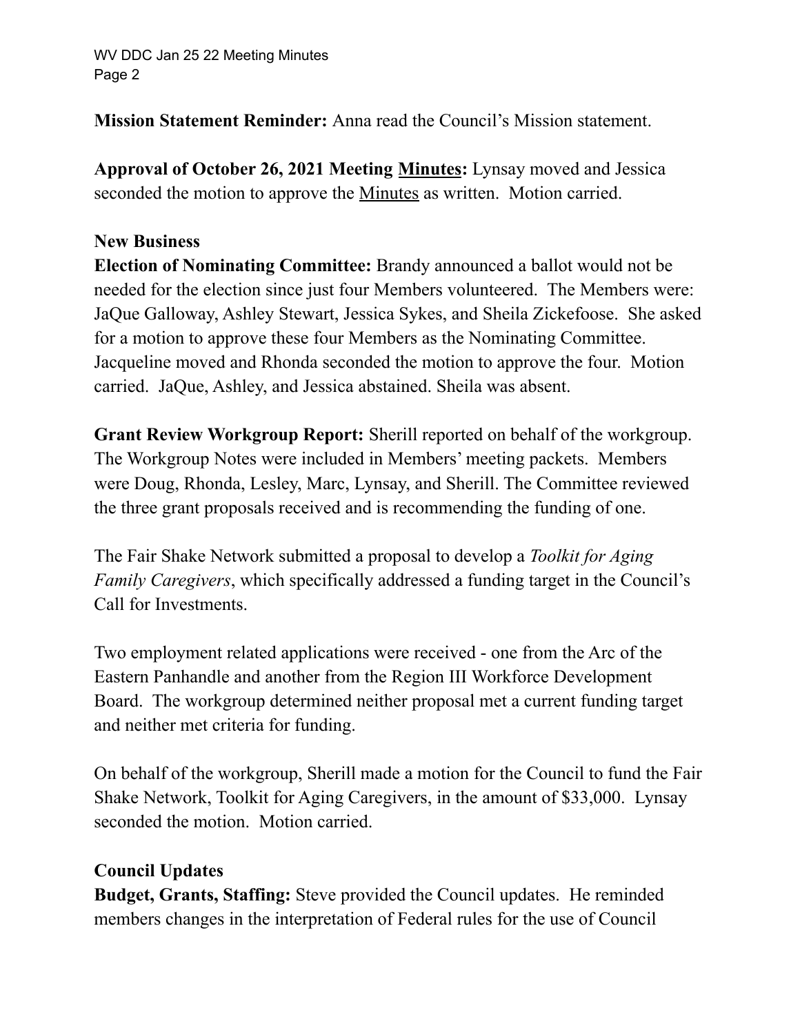**Mission Statement Reminder:** Anna read the Council's Mission statement.

**Approval of October 26, 2021 Meeting Minutes:** Lynsay moved and Jessica seconded the motion to approve the Minutes as written. Motion carried.

**New Business**

**Election of Nominating Committee:** Brandy announced a ballot would not be needed for the election since just four Members volunteered. The Members were: JaQue Galloway, Ashley Stewart, Jessica Sykes, and Sheila Zickefoose. She asked for a motion to approve these four Members as the Nominating Committee. Jacqueline moved and Rhonda seconded the motion to approve the four. Motion carried. JaQue, Ashley, and Jessica abstained. Sheila was absent.

**Grant Review Workgroup Report:** Sherill reported on behalf of the workgroup. The Workgroup Notes were included in Members' meeting packets. Members were Doug, Rhonda, Lesley, Marc, Lynsay, and Sherill. The Committee reviewed the three grant proposals received and is recommending the funding of one.

The Fair Shake Network submitted a proposal to develop a *Toolkit for Aging Family Caregivers*, which specifically addressed a funding target in the Council's Call for Investments.

Two employment related applications were received - one from the Arc of the Eastern Panhandle and another from the Region III Workforce Development Board. The workgroup determined neither proposal met a current funding target and neither met criteria for funding.

On behalf of the workgroup, Sherill made a motion for the Council to fund the Fair Shake Network, Toolkit for Aging Caregivers, in the amount of $33,000. Lynsay seconded the motion. Motion carried.

**Council Updates**

**Budget, Grants, Staffing:** Steve provided the Council updates. He reminded members changes in the interpretation of Federal rules for the use of Council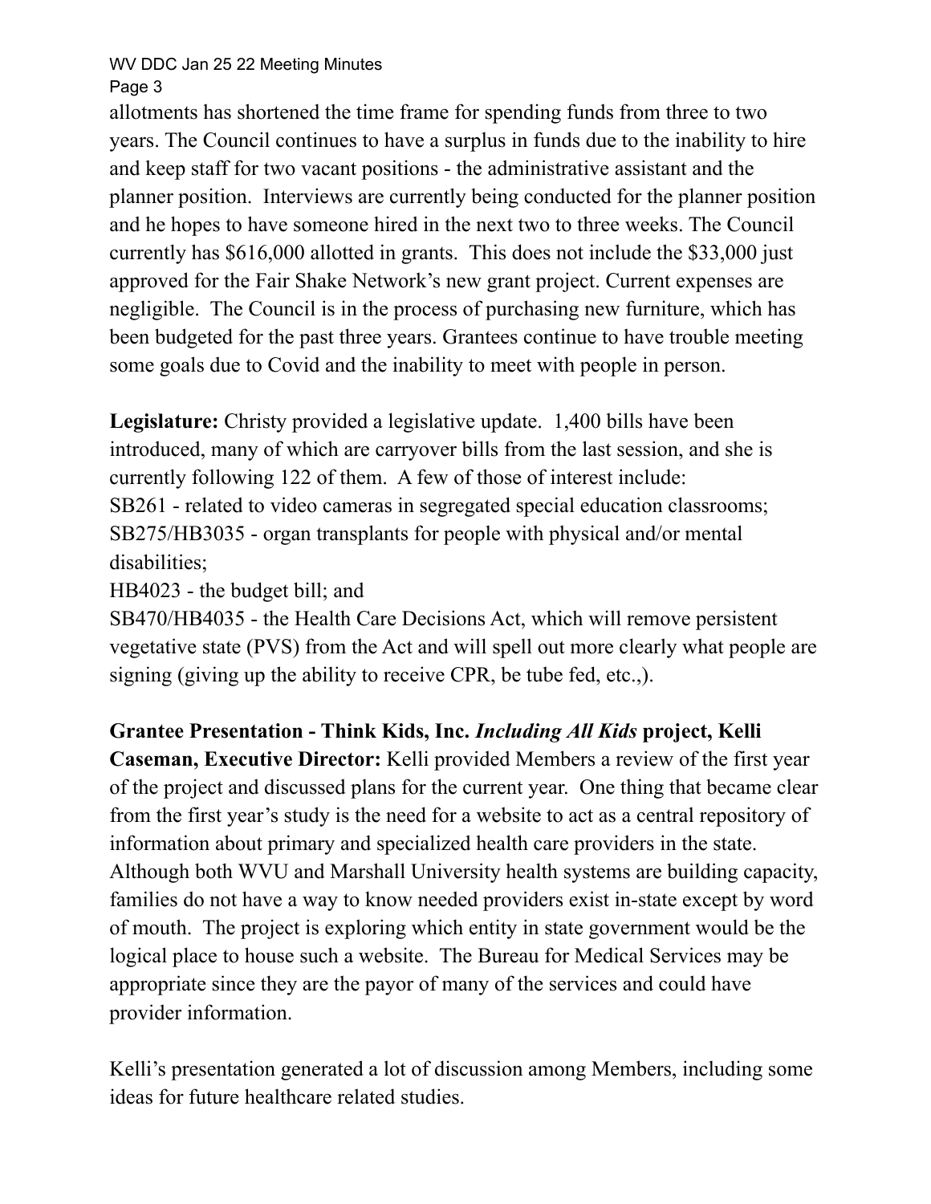allotments has shortened the time frame for spending funds from three to two years. The Council continues to have a surplus in funds due to the inability to hire and keep staff for two vacant positions - the administrative assistant and the planner position. Interviews are currently being conducted for the planner position and he hopes to have someone hired in the next two to three weeks. The Council currently has $616,000 allotted in grants. This does not include the $33,000 just approved for the Fair Shake Network's new grant project. Current expenses are negligible. The Council is in the process of purchasing new furniture, which has been budgeted for the past three years. Grantees continue to have trouble meeting some goals due to Covid and the inability to meet with people in person.

**Legislature:** Christy provided a legislative update. 1,400 bills have been introduced, many of which are carryover bills from the last session, and she is currently following 122 of them. A few of those of interest include:
SB261 - related to video cameras in segregated special education classrooms;
SB275/HB3035 - organ transplants for people with physical and/or mental disabilities;
HB4023 - the budget bill; and
SB470/HB4035 - the Health Care Decisions Act, which will remove persistent vegetative state (PVS) from the Act and will spell out more clearly what people are signing (giving up the ability to receive CPR, be tube fed, etc.,).

**Grantee Presentation - Think Kids, Inc. *Including All Kids* project, Kelli Caseman, Executive Director:** Kelli provided Members a review of the first year of the project and discussed plans for the current year. One thing that became clear from the first year's study is the need for a website to act as a central repository of information about primary and specialized health care providers in the state. Although both WVU and Marshall University health systems are building capacity, families do not have a way to know needed providers exist in-state except by word of mouth. The project is exploring which entity in state government would be the logical place to house such a website. The Bureau for Medical Services may be appropriate since they are the payor of many of the services and could have provider information.

Kelli's presentation generated a lot of discussion among Members, including some ideas for future healthcare related studies.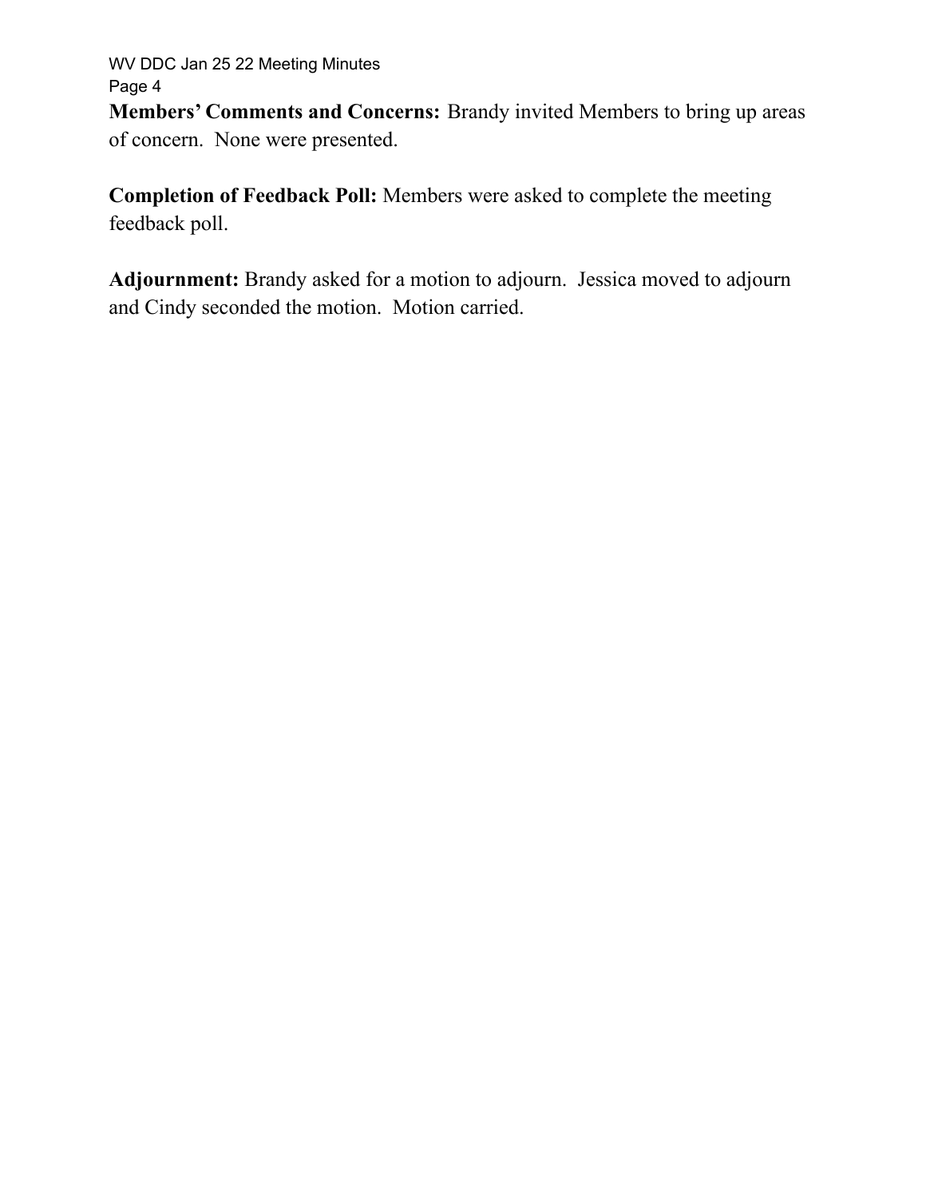**Members' Comments and Concerns:** Brandy invited Members to bring up areas of concern. None were presented.

**Completion of Feedback Poll:** Members were asked to complete the meeting feedback poll.

**Adjournment:** Brandy asked for a motion to adjourn. Jessica moved to adjourn and Cindy seconded the motion. Motion carried.